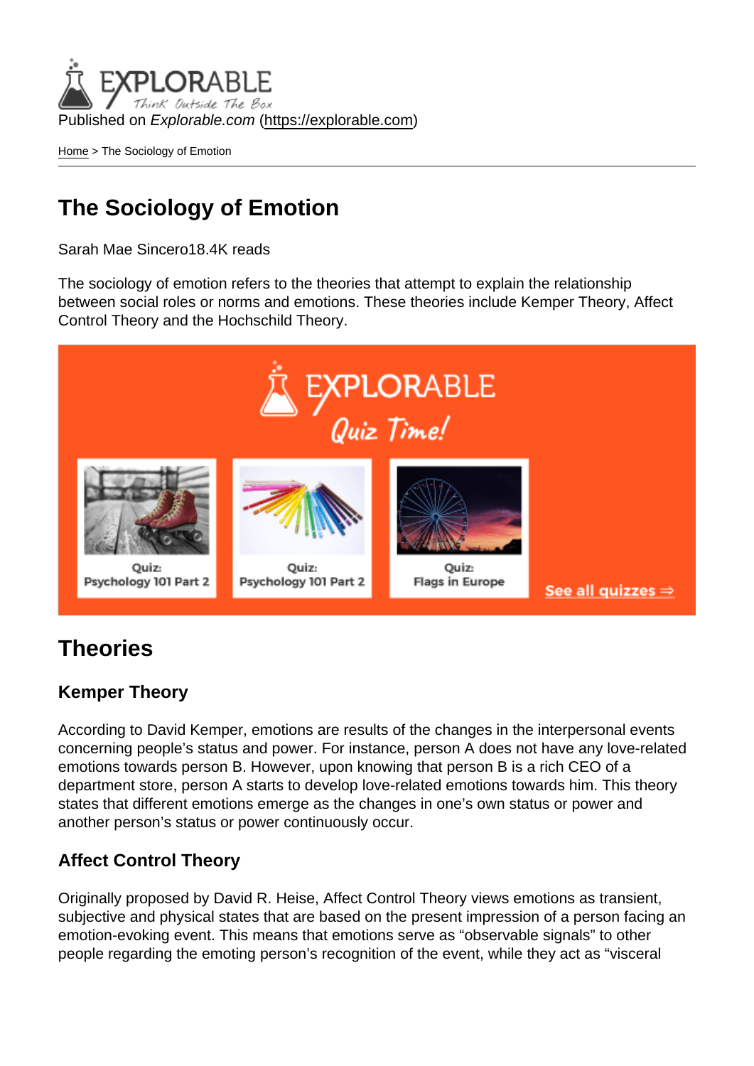Published on *Explorable.com* (https://explorable.com)

Home > The Sociology of Emotion

# The Sociology of Emotion

Sarah Mae Sincero18.4K reads

The sociology of emotion refers to the theories that attempt to explain the relationship between social roles or norms and emotions. These theories include Kemper Theory, Affect Control Theory and the Hochschild Theory.

## Theories

### Kemper Theory

According to David Kemper, emotions are results of the changes in the interpersonal events concerning people's status and power. For instance, person A does not have any love-related emotions towards person B. However, upon knowing that person B is a rich CEO of a department store, person A starts to develop love-related emotions towards him. This theory states that different emotions emerge as the changes in one's own status or power and another person's status or power continuously occur.

### Affect Control Theory

Originally proposed by David R. Heise, Affect Control Theory views emotions as transient, subjective and physical states that are based on the present impression of a person facing an emotion-evoking event. This means that emotions serve as "observable signals" to other people regarding the emoting person's recognition of the event, while they act as "visceral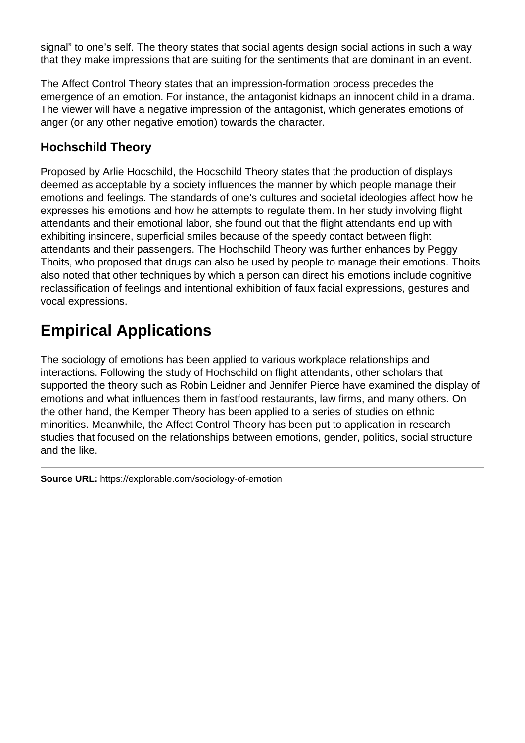signal" to one's self. The theory states that social agents design social actions in such a way that they make impressions that are suiting for the sentiments that are dominant in an event.

The Affect Control Theory states that an impression-formation process precedes the emergence of an emotion. For instance, the antagonist kidnaps an innocent child in a drama. The viewer will have a negative impression of the antagonist, which generates emotions of anger (or any other negative emotion) towards the character.

### Hochschild Theory

Proposed by Arlie Hocschild, the Hocschild Theory states that the production of displays deemed as acceptable by a society influences the manner by which people manage their emotions and feelings. The standards of one's cultures and societal ideologies affect how he expresses his emotions and how he attempts to regulate them. In her study involving flight attendants and their emotional labor, she found out that the flight attendants end up with exhibiting insincere, superficial smiles because of the speedy contact between flight attendants and their passengers. The Hochschild Theory was further enhances by Peggy Thoits, who proposed that drugs can also be used by people to manage their emotions. Thoits also noted that other techniques by which a person can direct his emotions include cognitive reclassification of feelings and intentional exhibition of faux facial expressions, gestures and vocal expressions.

## Empirical Applications

The sociology of emotions has been applied to various workplace relationships and interactions. Following the study of Hochschild on flight attendants, other scholars that supported the theory such as Robin Leidner and Jennifer Pierce have examined the display of emotions and what influences them in fastfood restaurants, law firms, and many others. On the other hand, the Kemper Theory has been applied to a series of studies on ethnic minorities. Meanwhile, the Affect Control Theory has been put to application in research studies that focused on the relationships between emotions, gender, politics, social structure and the like.

---

**Source URL:** https://explorable.com/sociology-of-emotion